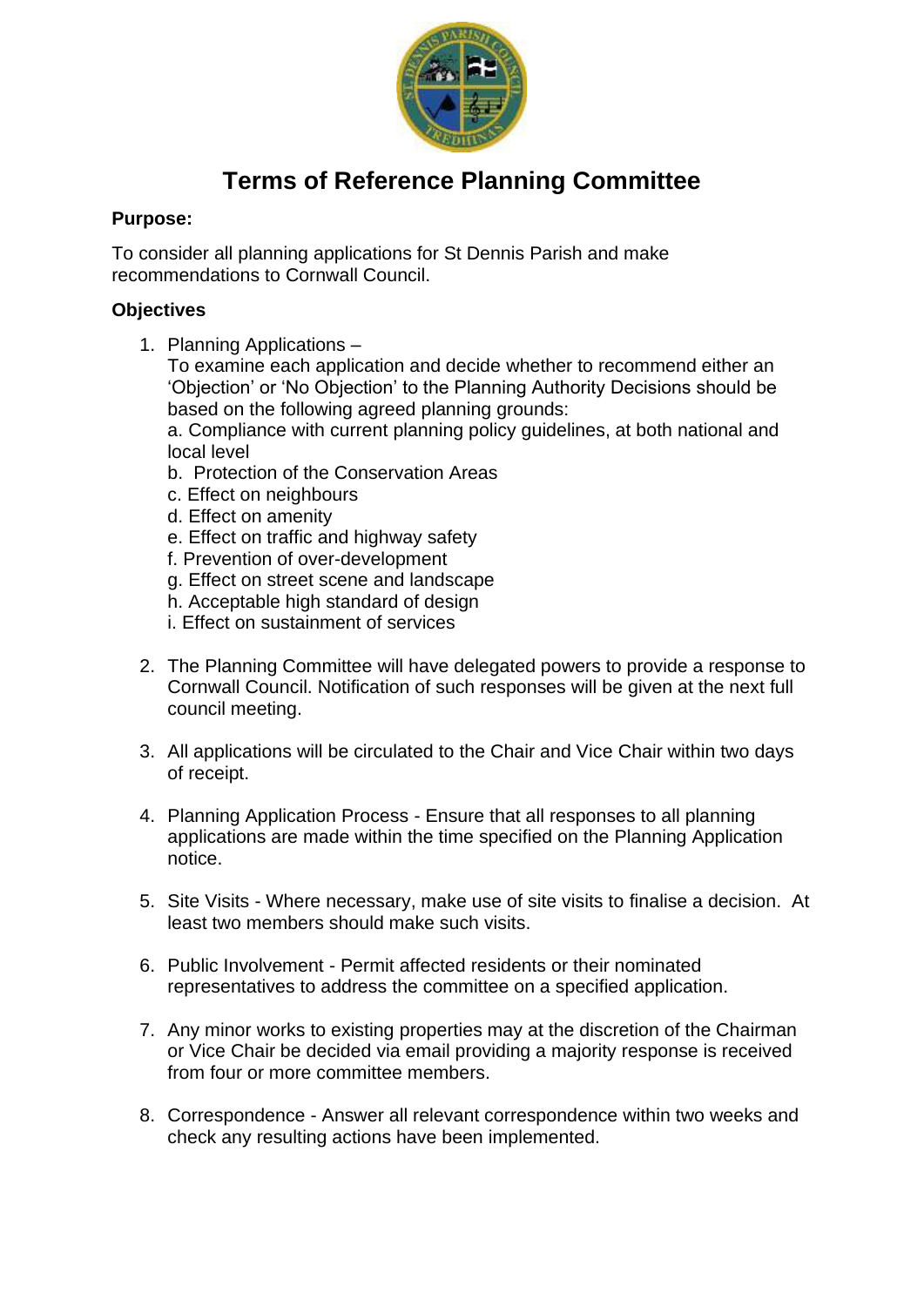# Terms of Reference Planning Committee

**Purpose:**

To consider all planning applications for St Dennis Parish and make recommendations to Cornwall Council.

**Objectives**

1. Planning Applications –
   To examine each application and decide whether to recommend either an 'Objection' or 'No Objection' to the Planning Authority Decisions should be based on the following agreed planning grounds:
   a. Compliance with current planning policy guidelines, at both national and local level
   b. Protection of the Conservation Areas
   c. Effect on neighbours
   d. Effect on amenity
   e. Effect on traffic and highway safety
   f. Prevention of over-development
   g. Effect on street scene and landscape
   h. Acceptable high standard of design
   i. Effect on sustainment of services

2. The Planning Committee will have delegated powers to provide a response to Cornwall Council. Notification of such responses will be given at the next full council meeting.

3. All applications will be circulated to the Chair and Vice Chair within two days of receipt.

4. Planning Application Process - Ensure that all responses to all planning applications are made within the time specified on the Planning Application notice.

5. Site Visits - Where necessary, make use of site visits to finalise a decision. At least two members should make such visits.

6. Public Involvement - Permit affected residents or their nominated representatives to address the committee on a specified application.

7. Any minor works to existing properties may at the discretion of the Chairman or Vice Chair be decided via email providing a majority response is received from four or more committee members.

8. Correspondence - Answer all relevant correspondence within two weeks and check any resulting actions have been implemented.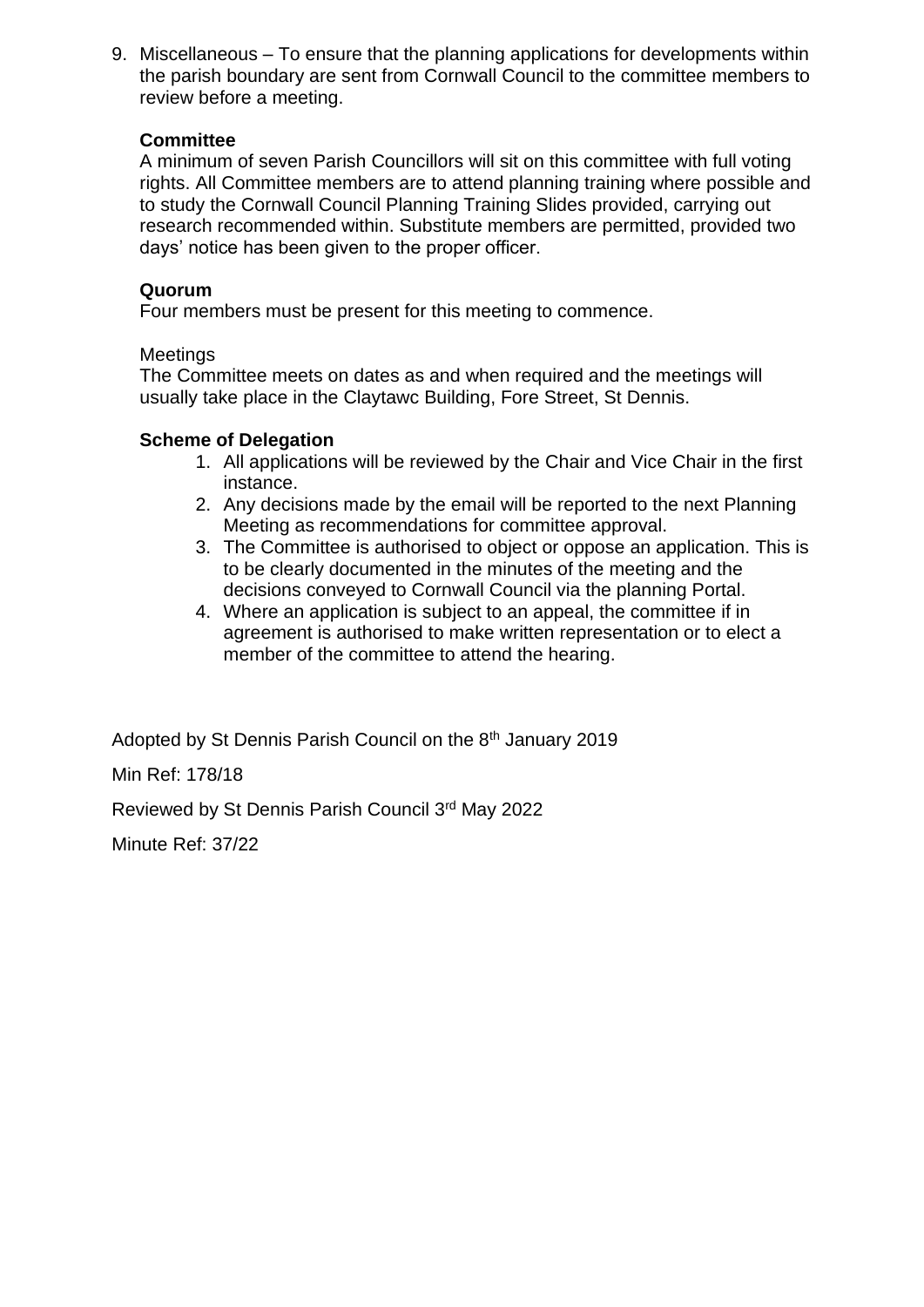9. Miscellaneous – To ensure that the planning applications for developments within the parish boundary are sent from Cornwall Council to the committee members to review before a meeting.

**Committee**

A minimum of seven Parish Councillors will sit on this committee with full voting rights. All Committee members are to attend planning training where possible and to study the Cornwall Council Planning Training Slides provided, carrying out research recommended within. Substitute members are permitted, provided two days' notice has been given to the proper officer.

**Quorum**

Four members must be present for this meeting to commence.

Meetings

The Committee meets on dates as and when required and the meetings will usually take place in the Claytawc Building, Fore Street, St Dennis.

**Scheme of Delegation**

1. All applications will be reviewed by the Chair and Vice Chair in the first instance.
2. Any decisions made by the email will be reported to the next Planning Meeting as recommendations for committee approval.
3. The Committee is authorised to object or oppose an application. This is to be clearly documented in the minutes of the meeting and the decisions conveyed to Cornwall Council via the planning Portal.
4. Where an application is subject to an appeal, the committee if in agreement is authorised to make written representation or to elect a member of the committee to attend the hearing.

Adopted by St Dennis Parish Council on the 8th January 2019

Min Ref: 178/18

Reviewed by St Dennis Parish Council 3rd May 2022

Minute Ref: 37/22